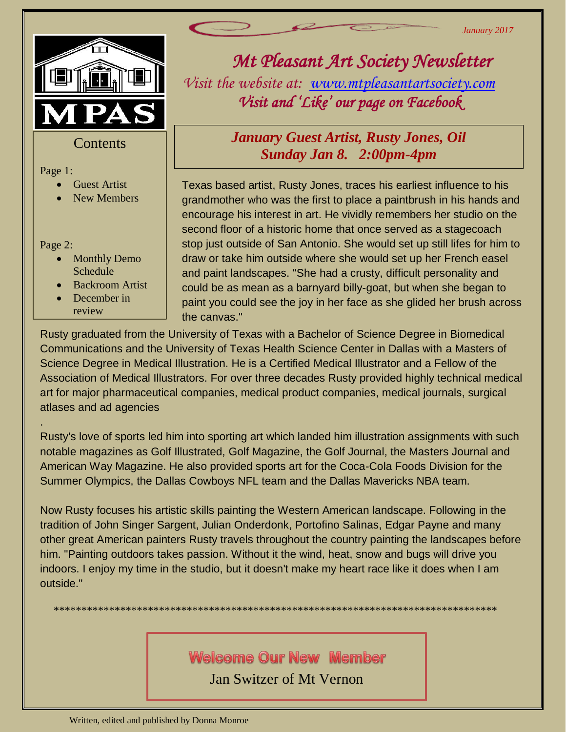January 2017

# Mt Pleasant Art Society Newsletter

*Visit the website at: [www.mtpleasantartsociety.com](http://www.mtpleasantartsociety.com)*

*Visit and 'Like' our page on Facebook*

MPAS

**Contents**

Page 1:

- Guest Artist
- New Members

Page 2:

- Monthly Demo Schedule
- Backroom Artist
- December in review

## *January Guest Artist, Rusty Jones, Oil*
## *Sunday Jan 8. 2:00pm-4pm*

Texas based artist, Rusty Jones, traces his earliest influence to his grandmother who was the first to place a paintbrush in his hands and encourage his interest in art. He vividly remembers her studio on the second floor of a historic home that once served as a stagecoach stop just outside of San Antonio. She would set up still lifes for him to draw or take him outside where she would set up her French easel and paint landscapes. "She had a crusty, difficult personality and could be as mean as a barnyard billy-goat, but when she began to paint you could see the joy in her face as she glided her brush across the canvas."

Rusty graduated from the University of Texas with a Bachelor of Science Degree in Biomedical Communications and the University of Texas Health Science Center in Dallas with a Masters of Science Degree in Medical Illustration. He is a Certified Medical Illustrator and a Fellow of the Association of Medical Illustrators. For over three decades Rusty provided highly technical medical art for major pharmaceutical companies, medical product companies, medical journals, surgical atlases and ad agencies

.

Rusty's love of sports led him into sporting art which landed him illustration assignments with such notable magazines as Golf Illustrated, Golf Magazine, the Golf Journal, the Masters Journal and American Way Magazine. He also provided sports art for the Coca-Cola Foods Division for the Summer Olympics, the Dallas Cowboys NFL team and the Dallas Mavericks NBA team.

Now Rusty focuses his artistic skills painting the Western American landscape. Following in the tradition of John Singer Sargent, Julian Onderdonk, Portofino Salinas, Edgar Payne and many other great American painters Rusty travels throughout the country painting the landscapes before him. "Painting outdoors takes passion. Without it the wind, heat, snow and bugs will drive you indoors. I enjoy my time in the studio, but it doesn't make my heart race like it does when I am outside."

*********************************************************************************

## Welcome Our New Member

Jan Switzer of Mt Vernon

Written, edited and published by Donna Monroe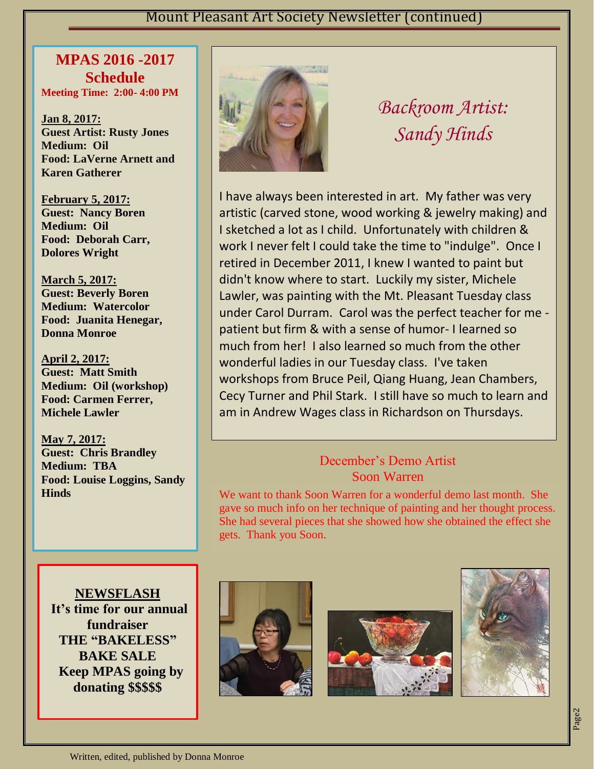## MPAS 2016 -2017 Schedule

**Meeting Time: 2:00- 4:00 PM**

**Jan 8, 2017:**
**Guest Artist: Rusty Jones**
**Medium: Oil**
**Food: LaVerne Arnett and Karen Gatherer**

**February 5, 2017:**
**Guest: Nancy Boren**
**Medium: Oil**
**Food: Deborah Carr, Dolores Wright**

**March 5, 2017:**
**Guest: Beverly Boren**
**Medium: Watercolor**
**Food: Juanita Henegar, Donna Monroe**

**April 2, 2017:**
**Guest: Matt Smith**
**Medium: Oil (workshop)**
**Food: Carmen Ferrer, Michele Lawler**

**May 7, 2017:**
**Guest: Chris Brandley**
**Medium: TBA**
**Food: Louise Loggins, Sandy Hinds**

## *Backroom Artist: Sandy Hinds*

I have always been interested in art. My father was very artistic (carved stone, wood working & jewelry making) and I sketched a lot as I child. Unfortunately with children & work I never felt I could take the time to "indulge". Once I retired in December 2011, I knew I wanted to paint but didn't know where to start. Luckily my sister, Michele Lawler, was painting with the Mt. Pleasant Tuesday class under Carol Durram. Carol was the perfect teacher for me - patient but firm & with a sense of humor- I learned so much from her! I also learned so much from the other wonderful ladies in our Tuesday class. I've taken workshops from Bruce Peil, Qiang Huang, Jean Chambers, Cecy Turner and Phil Stark. I still have so much to learn and am in Andrew Wages class in Richardson on Thursdays.

## December's Demo Artist Soon Warren

We want to thank Soon Warren for a wonderful demo last month. She gave so much info on her technique of painting and her thought process. She had several pieces that she showed how she obtained the effect she gets. Thank you Soon.

**NEWSFLASH**

**It's time for our annual fundraiser THE "BAKELESS" BAKE SALE Keep MPAS going by donating $$$$$**

Written, edited, published by Donna Monroe